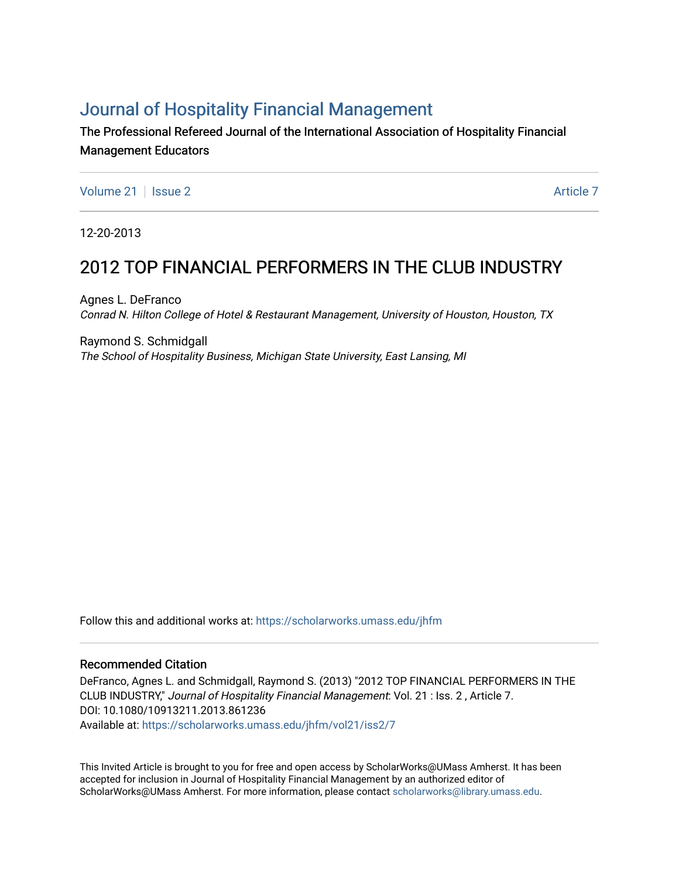# Journal of Hospitality Financial Management

The Professional Refereed Journal of the International Association of Hospitality Financial Management Educators

Volume 21 | Issue 2 | Article 7

12-20-2013

## 2012 TOP FINANCIAL PERFORMERS IN THE CLUB INDUSTRY

Agnes L. DeFranco
*Conrad N. Hilton College of Hotel & Restaurant Management, University of Houston, Houston, TX*

Raymond S. Schmidgall
*The School of Hospitality Business, Michigan State University, East Lansing, MI*

Follow this and additional works at: https://scholarworks.umass.edu/jhfm

### Recommended Citation

DeFranco, Agnes L. and Schmidgall, Raymond S. (2013) "2012 TOP FINANCIAL PERFORMERS IN THE CLUB INDUSTRY," *Journal of Hospitality Financial Management*: Vol. 21 : Iss. 2 , Article 7.
DOI: 10.1080/10913211.2013.861236
Available at: https://scholarworks.umass.edu/jhfm/vol21/iss2/7

This Invited Article is brought to you for free and open access by ScholarWorks@UMass Amherst. It has been accepted for inclusion in Journal of Hospitality Financial Management by an authorized editor of ScholarWorks@UMass Amherst. For more information, please contact scholarworks@library.umass.edu.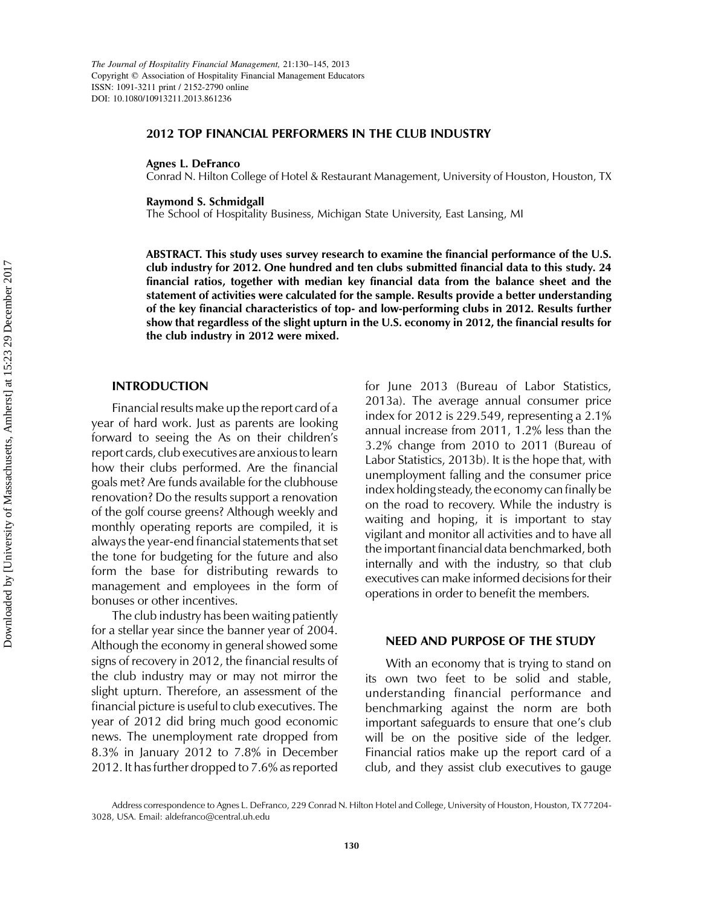# 2012 TOP FINANCIAL PERFORMERS IN THE CLUB INDUSTRY

**Agnes L. DeFranco**
Conrad N. Hilton College of Hotel & Restaurant Management, University of Houston, Houston, TX

**Raymond S. Schmidgall**
The School of Hospitality Business, Michigan State University, East Lansing, MI

**ABSTRACT. This study uses survey research to examine the financial performance of the U.S. club industry for 2012. One hundred and ten clubs submitted financial data to this study. 24 financial ratios, together with median key financial data from the balance sheet and the statement of activities were calculated for the sample. Results provide a better understanding of the key financial characteristics of top- and low-performing clubs in 2012. Results further show that regardless of the slight upturn in the U.S. economy in 2012, the financial results for the club industry in 2012 were mixed.**

## INTRODUCTION

Financial results make up the report card of a year of hard work. Just as parents are looking forward to seeing the As on their children's report cards, club executives are anxious to learn how their clubs performed. Are the financial goals met? Are funds available for the clubhouse renovation? Do the results support a renovation of the golf course greens? Although weekly and monthly operating reports are compiled, it is always the year-end financial statements that set the tone for budgeting for the future and also form the base for distributing rewards to management and employees in the form of bonuses or other incentives.

The club industry has been waiting patiently for a stellar year since the banner year of 2004. Although the economy in general showed some signs of recovery in 2012, the financial results of the club industry may or may not mirror the slight upturn. Therefore, an assessment of the financial picture is useful to club executives. The year of 2012 did bring much good economic news. The unemployment rate dropped from 8.3% in January 2012 to 7.8% in December 2012. It has further dropped to 7.6% as reported for June 2013 (Bureau of Labor Statistics, 2013a). The average annual consumer price index for 2012 is 229.549, representing a 2.1% annual increase from 2011, 1.2% less than the 3.2% change from 2010 to 2011 (Bureau of Labor Statistics, 2013b). It is the hope that, with unemployment falling and the consumer price index holding steady, the economy can finally be on the road to recovery. While the industry is waiting and hoping, it is important to stay vigilant and monitor all activities and to have all the important financial data benchmarked, both internally and with the industry, so that club executives can make informed decisions for their operations in order to benefit the members.

## NEED AND PURPOSE OF THE STUDY

With an economy that is trying to stand on its own two feet to be solid and stable, understanding financial performance and benchmarking against the norm are both important safeguards to ensure that one's club will be on the positive side of the ledger. Financial ratios make up the report card of a club, and they assist club executives to gauge

Address correspondence to Agnes L. DeFranco, 229 Conrad N. Hilton Hotel and College, University of Houston, Houston, TX 77204-3028, USA. Email: aldefranco@central.uh.edu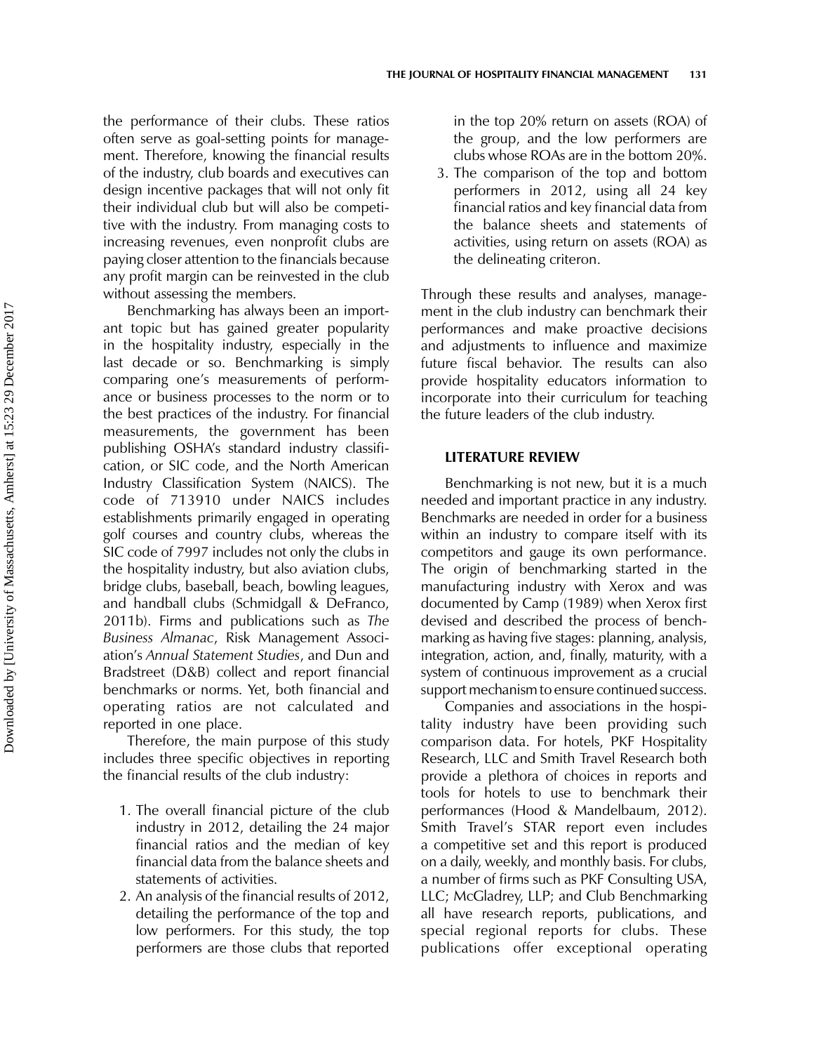the performance of their clubs. These ratios often serve as goal-setting points for management. Therefore, knowing the financial results of the industry, club boards and executives can design incentive packages that will not only fit their individual club but will also be competitive with the industry. From managing costs to increasing revenues, even nonprofit clubs are paying closer attention to the financials because any profit margin can be reinvested in the club without assessing the members.

Benchmarking has always been an important topic but has gained greater popularity in the hospitality industry, especially in the last decade or so. Benchmarking is simply comparing one's measurements of performance or business processes to the norm or to the best practices of the industry. For financial measurements, the government has been publishing OSHA's standard industry classification, or SIC code, and the North American Industry Classification System (NAICS). The code of 713910 under NAICS includes establishments primarily engaged in operating golf courses and country clubs, whereas the SIC code of 7997 includes not only the clubs in the hospitality industry, but also aviation clubs, bridge clubs, baseball, beach, bowling leagues, and handball clubs (Schmidgall & DeFranco, 2011b). Firms and publications such as *The Business Almanac*, Risk Management Association's *Annual Statement Studies*, and Dun and Bradstreet (D&B) collect and report financial benchmarks or norms. Yet, both financial and operating ratios are not calculated and reported in one place.

Therefore, the main purpose of this study includes three specific objectives in reporting the financial results of the club industry:

1. The overall financial picture of the club industry in 2012, detailing the 24 major financial ratios and the median of key financial data from the balance sheets and statements of activities.
2. An analysis of the financial results of 2012, detailing the performance of the top and low performers. For this study, the top performers are those clubs that reported in the top 20% return on assets (ROA) of the group, and the low performers are clubs whose ROAs are in the bottom 20%.
3. The comparison of the top and bottom performers in 2012, using all 24 key financial ratios and key financial data from the balance sheets and statements of activities, using return on assets (ROA) as the delineating criteron.

Through these results and analyses, management in the club industry can benchmark their performances and make proactive decisions and adjustments to influence and maximize future fiscal behavior. The results can also provide hospitality educators information to incorporate into their curriculum for teaching the future leaders of the club industry.

## LITERATURE REVIEW

Benchmarking is not new, but it is a much needed and important practice in any industry. Benchmarks are needed in order for a business within an industry to compare itself with its competitors and gauge its own performance. The origin of benchmarking started in the manufacturing industry with Xerox and was documented by Camp (1989) when Xerox first devised and described the process of benchmarking as having five stages: planning, analysis, integration, action, and, finally, maturity, with a system of continuous improvement as a crucial support mechanism to ensure continued success.

Companies and associations in the hospitality industry have been providing such comparison data. For hotels, PKF Hospitality Research, LLC and Smith Travel Research both provide a plethora of choices in reports and tools for hotels to use to benchmark their performances (Hood & Mandelbaum, 2012). Smith Travel's STAR report even includes a competitive set and this report is produced on a daily, weekly, and monthly basis. For clubs, a number of firms such as PKF Consulting USA, LLC; McGladrey, LLP; and Club Benchmarking all have research reports, publications, and special regional reports for clubs. These publications offer exceptional operating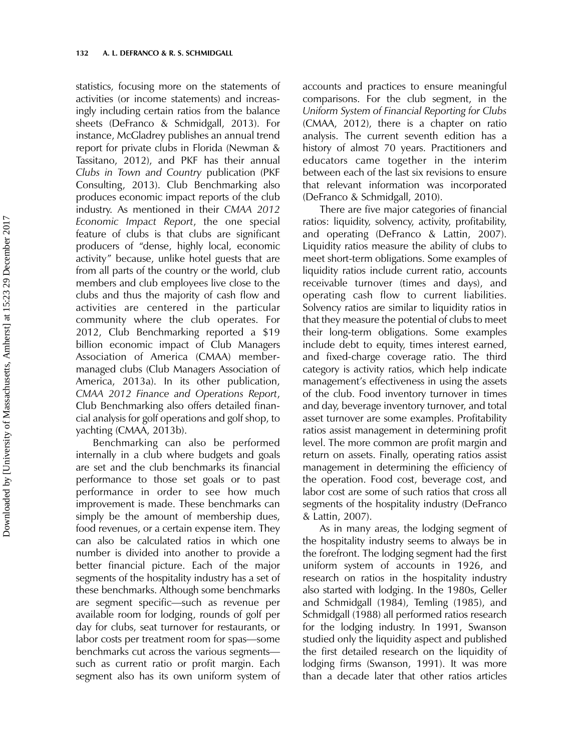statistics, focusing more on the statements of activities (or income statements) and increasingly including certain ratios from the balance sheets (DeFranco & Schmidgall, 2013). For instance, McGladrey publishes an annual trend report for private clubs in Florida (Newman & Tassitano, 2012), and PKF has their annual *Clubs in Town and Country* publication (PKF Consulting, 2013). Club Benchmarking also produces economic impact reports of the club industry. As mentioned in their *CMAA 2012 Economic Impact Report*, the one special feature of clubs is that clubs are significant producers of "dense, highly local, economic activity" because, unlike hotel guests that are from all parts of the country or the world, club members and club employees live close to the clubs and thus the majority of cash flow and activities are centered in the particular community where the club operates. For 2012, Club Benchmarking reported a $19 billion economic impact of Club Managers Association of America (CMAA) member-managed clubs (Club Managers Association of America, 2013a). In its other publication, *CMAA 2012 Finance and Operations Report*, Club Benchmarking also offers detailed financial analysis for golf operations and golf shop, to yachting (CMAA, 2013b).

Benchmarking can also be performed internally in a club where budgets and goals are set and the club benchmarks its financial performance to those set goals or to past performance in order to see how much improvement is made. These benchmarks can simply be the amount of membership dues, food revenues, or a certain expense item. They can also be calculated ratios in which one number is divided into another to provide a better financial picture. Each of the major segments of the hospitality industry has a set of these benchmarks. Although some benchmarks are segment specific—such as revenue per available room for lodging, rounds of golf per day for clubs, seat turnover for restaurants, or labor costs per treatment room for spas—some benchmarks cut across the various segments—such as current ratio or profit margin. Each segment also has its own uniform system of accounts and practices to ensure meaningful comparisons. For the club segment, in the *Uniform System of Financial Reporting for Clubs* (CMAA, 2012), there is a chapter on ratio analysis. The current seventh edition has a history of almost 70 years. Practitioners and educators came together in the interim between each of the last six revisions to ensure that relevant information was incorporated (DeFranco & Schmidgall, 2010).

There are five major categories of financial ratios: liquidity, solvency, activity, profitability, and operating (DeFranco & Lattin, 2007). Liquidity ratios measure the ability of clubs to meet short-term obligations. Some examples of liquidity ratios include current ratio, accounts receivable turnover (times and days), and operating cash flow to current liabilities. Solvency ratios are similar to liquidity ratios in that they measure the potential of clubs to meet their long-term obligations. Some examples include debt to equity, times interest earned, and fixed-charge coverage ratio. The third category is activity ratios, which help indicate management's effectiveness in using the assets of the club. Food inventory turnover in times and day, beverage inventory turnover, and total asset turnover are some examples. Profitability ratios assist management in determining profit level. The more common are profit margin and return on assets. Finally, operating ratios assist management in determining the efficiency of the operation. Food cost, beverage cost, and labor cost are some of such ratios that cross all segments of the hospitality industry (DeFranco & Lattin, 2007).

As in many areas, the lodging segment of the hospitality industry seems to always be in the forefront. The lodging segment had the first uniform system of accounts in 1926, and research on ratios in the hospitality industry also started with lodging. In the 1980s, Geller and Schmidgall (1984), Temling (1985), and Schmidgall (1988) all performed ratios research for the lodging industry. In 1991, Swanson studied only the liquidity aspect and published the first detailed research on the liquidity of lodging firms (Swanson, 1991). It was more than a decade later that other ratios articles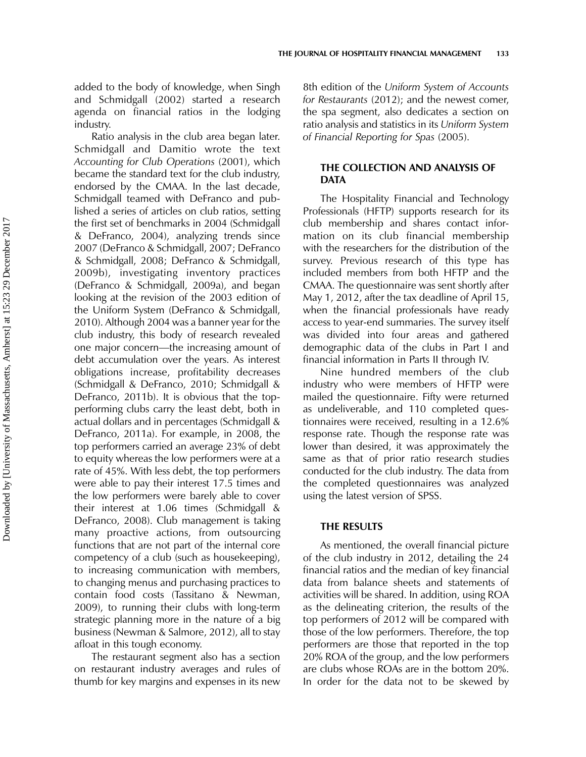added to the body of knowledge, when Singh and Schmidgall (2002) started a research agenda on financial ratios in the lodging industry.

Ratio analysis in the club area began later. Schmidgall and Damitio wrote the text *Accounting for Club Operations* (2001), which became the standard text for the club industry, endorsed by the CMAA. In the last decade, Schmidgall teamed with DeFranco and published a series of articles on club ratios, setting the first set of benchmarks in 2004 (Schmidgall & DeFranco, 2004), analyzing trends since 2007 (DeFranco & Schmidgall, 2007; DeFranco & Schmidgall, 2008; DeFranco & Schmidgall, 2009b), investigating inventory practices (DeFranco & Schmidgall, 2009a), and began looking at the revision of the 2003 edition of the Uniform System (DeFranco & Schmidgall, 2010). Although 2004 was a banner year for the club industry, this body of research revealed one major concern—the increasing amount of debt accumulation over the years. As interest obligations increase, profitability decreases (Schmidgall & DeFranco, 2010; Schmidgall & DeFranco, 2011b). It is obvious that the top-performing clubs carry the least debt, both in actual dollars and in percentages (Schmidgall & DeFranco, 2011a). For example, in 2008, the top performers carried an average 23% of debt to equity whereas the low performers were at a rate of 45%. With less debt, the top performers were able to pay their interest 17.5 times and the low performers were barely able to cover their interest at 1.06 times (Schmidgall & DeFranco, 2008). Club management is taking many proactive actions, from outsourcing functions that are not part of the internal core competency of a club (such as housekeeping), to increasing communication with members, to changing menus and purchasing practices to contain food costs (Tassitano & Newman, 2009), to running their clubs with long-term strategic planning more in the nature of a big business (Newman & Salmore, 2012), all to stay afloat in this tough economy.

The restaurant segment also has a section on restaurant industry averages and rules of thumb for key margins and expenses in its new 8th edition of the *Uniform System of Accounts for Restaurants* (2012); and the newest comer, the spa segment, also dedicates a section on ratio analysis and statistics in its *Uniform System of Financial Reporting for Spas* (2005).

## THE COLLECTION AND ANALYSIS OF DATA

The Hospitality Financial and Technology Professionals (HFTP) supports research for its club membership and shares contact information on its club financial membership with the researchers for the distribution of the survey. Previous research of this type has included members from both HFTP and the CMAA. The questionnaire was sent shortly after May 1, 2012, after the tax deadline of April 15, when the financial professionals have ready access to year-end summaries. The survey itself was divided into four areas and gathered demographic data of the clubs in Part I and financial information in Parts II through IV.

Nine hundred members of the club industry who were members of HFTP were mailed the questionnaire. Fifty were returned as undeliverable, and 110 completed questionnaires were received, resulting in a 12.6% response rate. Though the response rate was lower than desired, it was approximately the same as that of prior ratio research studies conducted for the club industry. The data from the completed questionnaires was analyzed using the latest version of SPSS.

## THE RESULTS

As mentioned, the overall financial picture of the club industry in 2012, detailing the 24 financial ratios and the median of key financial data from balance sheets and statements of activities will be shared. In addition, using ROA as the delineating criterion, the results of the top performers of 2012 will be compared with those of the low performers. Therefore, the top performers are those that reported in the top 20% ROA of the group, and the low performers are clubs whose ROAs are in the bottom 20%. In order for the data not to be skewed by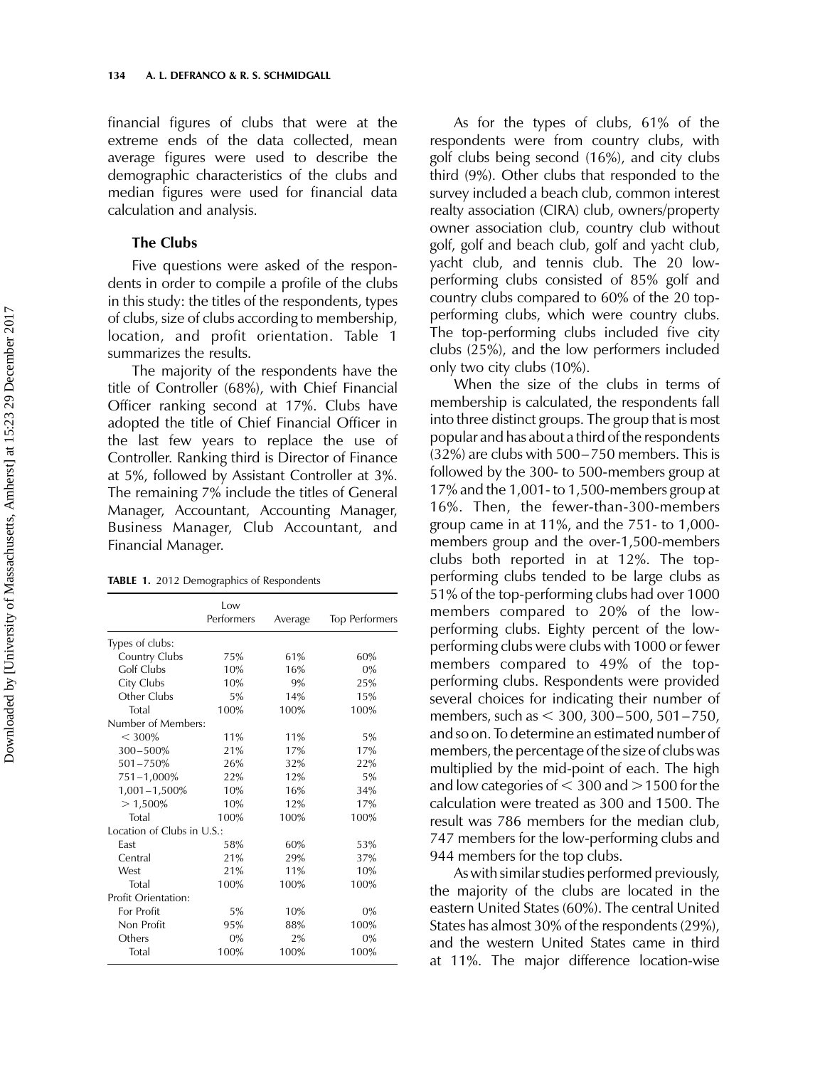financial figures of clubs that were at the extreme ends of the data collected, mean average figures were used to describe the demographic characteristics of the clubs and median figures were used for financial data calculation and analysis.

### The Clubs

Five questions were asked of the respondents in order to compile a profile of the clubs in this study: the titles of the respondents, types of clubs, size of clubs according to membership, location, and profit orientation. Table 1 summarizes the results.

The majority of the respondents have the title of Controller (68%), with Chief Financial Officer ranking second at 17%. Clubs have adopted the title of Chief Financial Officer in the last few years to replace the use of Controller. Ranking third is Director of Finance at 5%, followed by Assistant Controller at 3%. The remaining 7% include the titles of General Manager, Accountant, Accounting Manager, Business Manager, Club Accountant, and Financial Manager.

**TABLE 1.** 2012 Demographics of Respondents

| | Low Performers | Average | Top Performers |
|---|---|---|---|
| Types of clubs: | | | |
| Country Clubs | 75% | 61% | 60% |
| Golf Clubs | 10% | 16% | 0% |
| City Clubs | 10% | 9% | 25% |
| Other Clubs | 5% | 14% | 15% |
| Total | 100% | 100% | 100% |
| Number of Members: | | | |
| < 300% | 11% | 11% | 5% |
| 300–500% | 21% | 17% | 17% |
| 501–750% | 26% | 32% | 22% |
| 751–1,000% | 22% | 12% | 5% |
| 1,001–1,500% | 10% | 16% | 34% |
| > 1,500% | 10% | 12% | 17% |
| Total | 100% | 100% | 100% |
| Location of Clubs in U.S.: | | | |
| East | 58% | 60% | 53% |
| Central | 21% | 29% | 37% |
| West | 21% | 11% | 10% |
| Total | 100% | 100% | 100% |
| Profit Orientation: | | | |
| For Profit | 5% | 10% | 0% |
| Non Profit | 95% | 88% | 100% |
| Others | 0% | 2% | 0% |
| Total | 100% | 100% | 100% |

As for the types of clubs, 61% of the respondents were from country clubs, with golf clubs being second (16%), and city clubs third (9%). Other clubs that responded to the survey included a beach club, common interest realty association (CIRA) club, owners/property owner association club, country club without golf, golf and beach club, golf and yacht club, yacht club, and tennis club. The 20 low-performing clubs consisted of 85% golf and country clubs compared to 60% of the 20 top-performing clubs, which were country clubs. The top-performing clubs included five city clubs (25%), and the low performers included only two city clubs (10%).

When the size of the clubs in terms of membership is calculated, the respondents fall into three distinct groups. The group that is most popular and has about a third of the respondents (32%) are clubs with 500–750 members. This is followed by the 300- to 500-members group at 17% and the 1,001- to 1,500-members group at 16%. Then, the fewer-than-300-members group came in at 11%, and the 751- to 1,000-members group and the over-1,500-members clubs both reported in at 12%. The top-performing clubs tended to be large clubs as 51% of the top-performing clubs had over 1000 members compared to 20% of the low-performing clubs. Eighty percent of the low-performing clubs were clubs with 1000 or fewer members compared to 49% of the top-performing clubs. Respondents were provided several choices for indicating their number of members, such as < 300, 300–500, 501–750, and so on. To determine an estimated number of members, the percentage of the size of clubs was multiplied by the mid-point of each. The high and low categories of < 300 and > 1500 for the calculation were treated as 300 and 1500. The result was 786 members for the median club, 747 members for the low-performing clubs and 944 members for the top clubs.

As with similar studies performed previously, the majority of the clubs are located in the eastern United States (60%). The central United States has almost 30% of the respondents (29%), and the western United States came in third at 11%. The major difference location-wise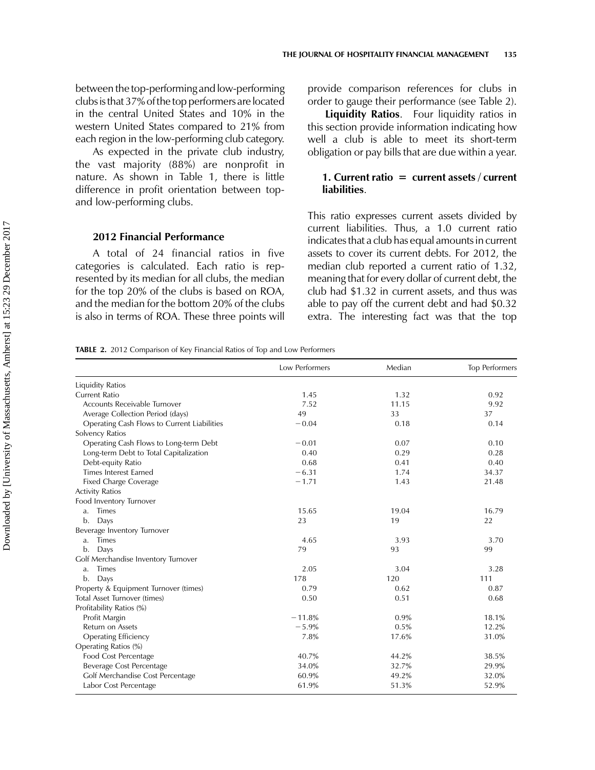between the top-performing and low-performing clubs is that 37% of the top performers are located in the central United States and 10% in the western United States compared to 21% from each region in the low-performing club category.

As expected in the private club industry, the vast majority (88%) are nonprofit in nature. As shown in Table 1, there is little difference in profit orientation between top- and low-performing clubs.

### 2012 Financial Performance

A total of 24 financial ratios in five categories is calculated. Each ratio is represented by its median for all clubs, the median for the top 20% of the clubs is based on ROA, and the median for the bottom 20% of the clubs is also in terms of ROA. These three points will provide comparison references for clubs in order to gauge their performance (see Table 2).

**Liquidity Ratios**. Four liquidity ratios in this section provide information indicating how well a club is able to meet its short-term obligation or pay bills that are due within a year.

**1. Current ratio = current assets / current liabilities**.

This ratio expresses current assets divided by current liabilities. Thus, a 1.0 current ratio indicates that a club has equal amounts in current assets to cover its current debts. For 2012, the median club reported a current ratio of 1.32, meaning that for every dollar of current debt, the club had $1.32 in current assets, and thus was able to pay off the current debt and had $0.32 extra. The interesting fact was that the top

**TABLE 2.** 2012 Comparison of Key Financial Ratios of Top and Low Performers

| | Low Performers | Median | Top Performers |
|---|---|---|---|
| Liquidity Ratios | | | |
| Current Ratio | 1.45 | 1.32 | 0.92 |
| Accounts Receivable Turnover | 7.52 | 11.15 | 9.92 |
| Average Collection Period (days) | 49 | 33 | 37 |
| Operating Cash Flows to Current Liabilities | −0.04 | 0.18 | 0.14 |
| Solvency Ratios | | | |
| Operating Cash Flows to Long-term Debt | −0.01 | 0.07 | 0.10 |
| Long-term Debt to Total Capitalization | 0.40 | 0.29 | 0.28 |
| Debt-equity Ratio | 0.68 | 0.41 | 0.40 |
| Times Interest Earned | −6.31 | 1.74 | 34.37 |
| Fixed Charge Coverage | −1.71 | 1.43 | 21.48 |
| Activity Ratios | | | |
| Food Inventory Turnover | | | |
| a. Times | 15.65 | 19.04 | 16.79 |
| b. Days | 23 | 19 | 22 |
| Beverage Inventory Turnover | | | |
| a. Times | 4.65 | 3.93 | 3.70 |
| b. Days | 79 | 93 | 99 |
| Golf Merchandise Inventory Turnover | | | |
| a. Times | 2.05 | 3.04 | 3.28 |
| b. Days | 178 | 120 | 111 |
| Property & Equipment Turnover (times) | 0.79 | 0.62 | 0.87 |
| Total Asset Turnover (times) | 0.50 | 0.51 | 0.68 |
| Profitability Ratios (%) | | | |
| Profit Margin | −11.8% | 0.9% | 18.1% |
| Return on Assets | −5.9% | 0.5% | 12.2% |
| Operating Efficiency | 7.8% | 17.6% | 31.0% |
| Operating Ratios (%) | | | |
| Food Cost Percentage | 40.7% | 44.2% | 38.5% |
| Beverage Cost Percentage | 34.0% | 32.7% | 29.9% |
| Golf Merchandise Cost Percentage | 60.9% | 49.2% | 32.0% |
| Labor Cost Percentage | 61.9% | 51.3% | 52.9% |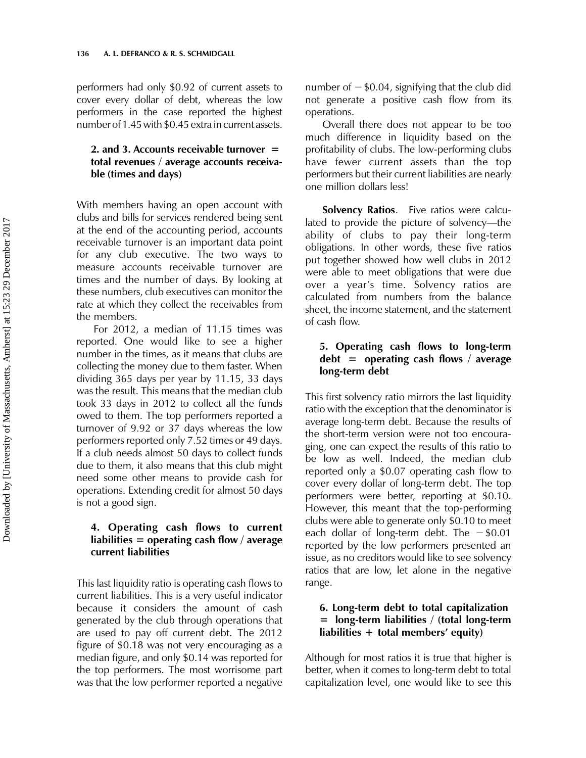performers had only $0.92 of current assets to cover every dollar of debt, whereas the low performers in the case reported the highest number of 1.45 with $0.45 extra in current assets.

#### 2. and 3. Accounts receivable turnover = total revenues / average accounts receivable (times and days)

With members having an open account with clubs and bills for services rendered being sent at the end of the accounting period, accounts receivable turnover is an important data point for any club executive. The two ways to measure accounts receivable turnover are times and the number of days. By looking at these numbers, club executives can monitor the rate at which they collect the receivables from the members.

For 2012, a median of 11.15 times was reported. One would like to see a higher number in the times, as it means that clubs are collecting the money due to them faster. When dividing 365 days per year by 11.15, 33 days was the result. This means that the median club took 33 days in 2012 to collect all the funds owed to them. The top performers reported a turnover of 9.92 or 37 days whereas the low performers reported only 7.52 times or 49 days. If a club needs almost 50 days to collect funds due to them, it also means that this club might need some other means to provide cash for operations. Extending credit for almost 50 days is not a good sign.

#### 4. Operating cash flows to current liabilities = operating cash flow / average current liabilities

This last liquidity ratio is operating cash flows to current liabilities. This is a very useful indicator because it considers the amount of cash generated by the club through operations that are used to pay off current debt. The 2012 figure of $0.18 was not very encouraging as a median figure, and only $0.14 was reported for the top performers. The most worrisome part was that the low performer reported a negative number of −$0.04, signifying that the club did not generate a positive cash flow from its operations.

Overall there does not appear to be too much difference in liquidity based on the profitability of clubs. The low-performing clubs have fewer current assets than the top performers but their current liabilities are nearly one million dollars less!

**Solvency Ratios**. Five ratios were calculated to provide the picture of solvency—the ability of clubs to pay their long-term obligations. In other words, these five ratios put together showed how well clubs in 2012 were able to meet obligations that were due over a year's time. Solvency ratios are calculated from numbers from the balance sheet, the income statement, and the statement of cash flow.

#### 5. Operating cash flows to long-term debt = operating cash flows / average long-term debt

This first solvency ratio mirrors the last liquidity ratio with the exception that the denominator is average long-term debt. Because the results of the short-term version were not too encouraging, one can expect the results of this ratio to be low as well. Indeed, the median club reported only a $0.07 operating cash flow to cover every dollar of long-term debt. The top performers were better, reporting at $0.10. However, this meant that the top-performing clubs were able to generate only $0.10 to meet each dollar of long-term debt. The −$0.01 reported by the low performers presented an issue, as no creditors would like to see solvency ratios that are low, let alone in the negative range.

#### 6. Long-term debt to total capitalization = long-term liabilities / (total long-term liabilities + total members' equity)

Although for most ratios it is true that higher is better, when it comes to long-term debt to total capitalization level, one would like to see this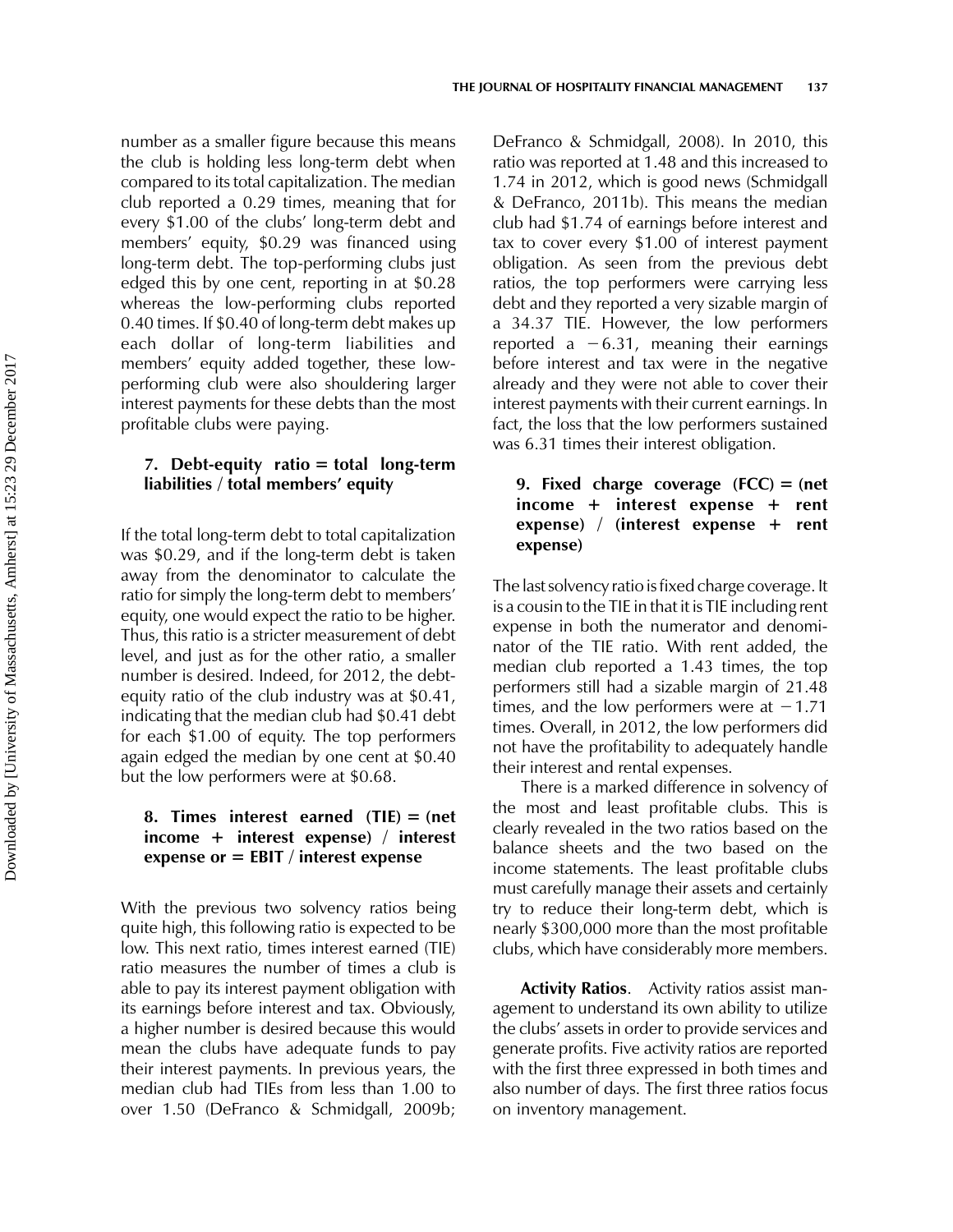number as a smaller figure because this means the club is holding less long-term debt when compared to its total capitalization. The median club reported a 0.29 times, meaning that for every \$1.00 of the clubs' long-term debt and members' equity, \$0.29 was financed using long-term debt. The top-performing clubs just edged this by one cent, reporting in at \$0.28 whereas the low-performing clubs reported 0.40 times. If \$0.40 of long-term debt makes up each dollar of long-term liabilities and members' equity added together, these low-performing club were also shouldering larger interest payments for these debts than the most profitable clubs were paying.

**7. Debt-equity ratio = total long-term liabilities / total members' equity**

If the total long-term debt to total capitalization was \$0.29, and if the long-term debt is taken away from the denominator to calculate the ratio for simply the long-term debt to members' equity, one would expect the ratio to be higher. Thus, this ratio is a stricter measurement of debt level, and just as for the other ratio, a smaller number is desired. Indeed, for 2012, the debt-equity ratio of the club industry was at \$0.41, indicating that the median club had \$0.41 debt for each \$1.00 of equity. The top performers again edged the median by one cent at \$0.40 but the low performers were at \$0.68.

**8. Times interest earned (TIE) = (net income + interest expense) / interest expense or = EBIT / interest expense**

With the previous two solvency ratios being quite high, this following ratio is expected to be low. This next ratio, times interest earned (TIE) ratio measures the number of times a club is able to pay its interest payment obligation with its earnings before interest and tax. Obviously, a higher number is desired because this would mean the clubs have adequate funds to pay their interest payments. In previous years, the median club had TIEs from less than 1.00 to over 1.50 (DeFranco & Schmidgall, 2009b; DeFranco & Schmidgall, 2008). In 2010, this ratio was reported at 1.48 and this increased to 1.74 in 2012, which is good news (Schmidgall & DeFranco, 2011b). This means the median club had \$1.74 of earnings before interest and tax to cover every \$1.00 of interest payment obligation. As seen from the previous debt ratios, the top performers were carrying less debt and they reported a very sizable margin of a 34.37 TIE. However, the low performers reported a −6.31, meaning their earnings before interest and tax were in the negative already and they were not able to cover their interest payments with their current earnings. In fact, the loss that the low performers sustained was 6.31 times their interest obligation.

**9. Fixed charge coverage (FCC) = (net income + interest expense + rent expense) / (interest expense + rent expense)**

The last solvency ratio is fixed charge coverage. It is a cousin to the TIE in that it is TIE including rent expense in both the numerator and denominator of the TIE ratio. With rent added, the median club reported a 1.43 times, the top performers still had a sizable margin of 21.48 times, and the low performers were at −1.71 times. Overall, in 2012, the low performers did not have the profitability to adequately handle their interest and rental expenses.

There is a marked difference in solvency of the most and least profitable clubs. This is clearly revealed in the two ratios based on the balance sheets and the two based on the income statements. The least profitable clubs must carefully manage their assets and certainly try to reduce their long-term debt, which is nearly \$300,000 more than the most profitable clubs, which have considerably more members.

**Activity Ratios**. Activity ratios assist management to understand its own ability to utilize the clubs' assets in order to provide services and generate profits. Five activity ratios are reported with the first three expressed in both times and also number of days. The first three ratios focus on inventory management.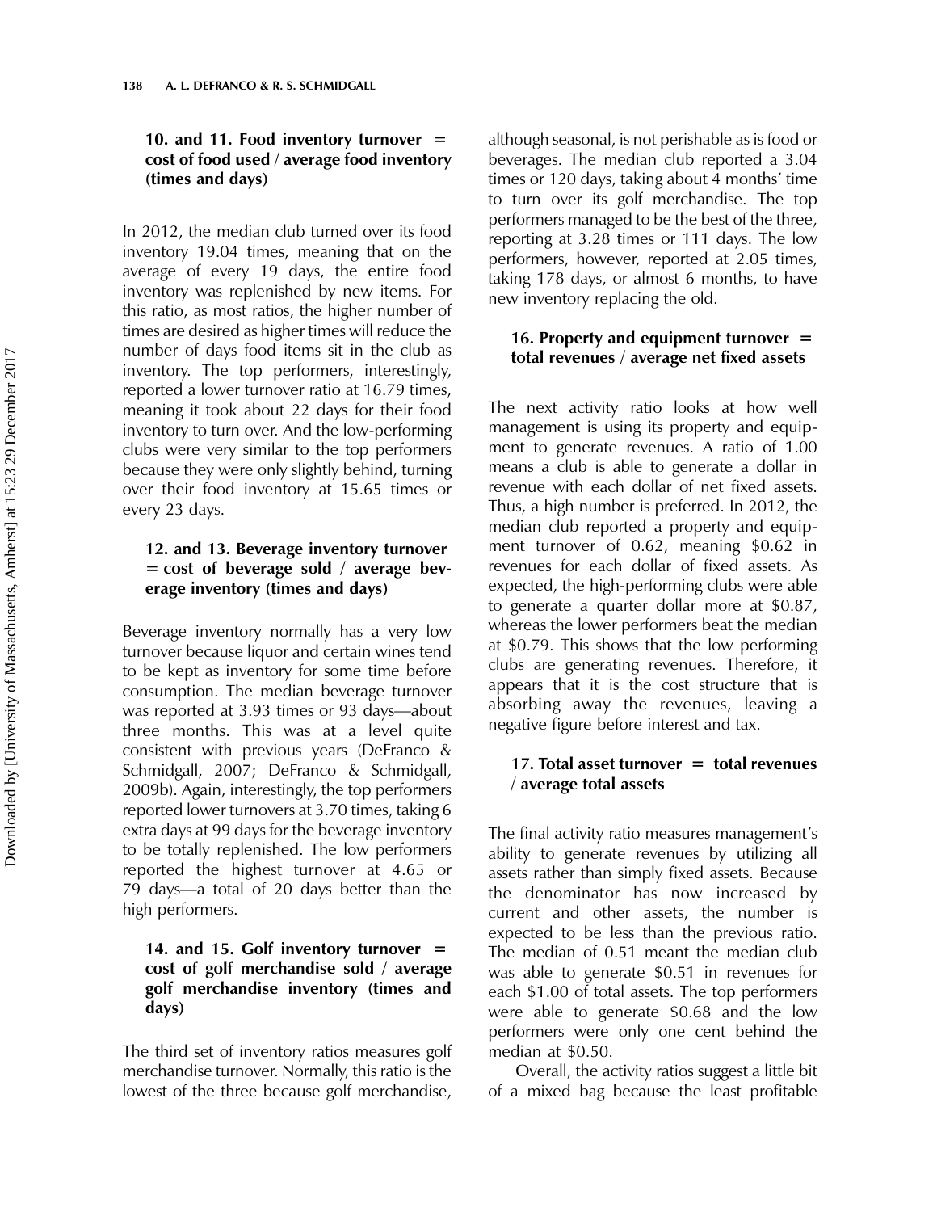### 10. and 11. Food inventory turnover = cost of food used / average food inventory (times and days)

In 2012, the median club turned over its food inventory 19.04 times, meaning that on the average of every 19 days, the entire food inventory was replenished by new items. For this ratio, as most ratios, the higher number of times are desired as higher times will reduce the number of days food items sit in the club as inventory. The top performers, interestingly, reported a lower turnover ratio at 16.79 times, meaning it took about 22 days for their food inventory to turn over. And the low-performing clubs were very similar to the top performers because they were only slightly behind, turning over their food inventory at 15.65 times or every 23 days.

### 12. and 13. Beverage inventory turnover = cost of beverage sold / average beverage inventory (times and days)

Beverage inventory normally has a very low turnover because liquor and certain wines tend to be kept as inventory for some time before consumption. The median beverage turnover was reported at 3.93 times or 93 days—about three months. This was at a level quite consistent with previous years (DeFranco & Schmidgall, 2007; DeFranco & Schmidgall, 2009b). Again, interestingly, the top performers reported lower turnovers at 3.70 times, taking 6 extra days at 99 days for the beverage inventory to be totally replenished. The low performers reported the highest turnover at 4.65 or 79 days—a total of 20 days better than the high performers.

### 14. and 15. Golf inventory turnover = cost of golf merchandise sold / average golf merchandise inventory (times and days)

The third set of inventory ratios measures golf merchandise turnover. Normally, this ratio is the lowest of the three because golf merchandise, although seasonal, is not perishable as is food or beverages. The median club reported a 3.04 times or 120 days, taking about 4 months' time to turn over its golf merchandise. The top performers managed to be the best of the three, reporting at 3.28 times or 111 days. The low performers, however, reported at 2.05 times, taking 178 days, or almost 6 months, to have new inventory replacing the old.

### 16. Property and equipment turnover = total revenues / average net fixed assets

The next activity ratio looks at how well management is using its property and equipment to generate revenues. A ratio of 1.00 means a club is able to generate a dollar in revenue with each dollar of net fixed assets. Thus, a high number is preferred. In 2012, the median club reported a property and equipment turnover of 0.62, meaning $0.62 in revenues for each dollar of fixed assets. As expected, the high-performing clubs were able to generate a quarter dollar more at $0.87, whereas the lower performers beat the median at $0.79. This shows that the low performing clubs are generating revenues. Therefore, it appears that it is the cost structure that is absorbing away the revenues, leaving a negative figure before interest and tax.

### 17. Total asset turnover = total revenues / average total assets

The final activity ratio measures management's ability to generate revenues by utilizing all assets rather than simply fixed assets. Because the denominator has now increased by current and other assets, the number is expected to be less than the previous ratio. The median of 0.51 meant the median club was able to generate $0.51 in revenues for each $1.00 of total assets. The top performers were able to generate $0.68 and the low performers were only one cent behind the median at $0.50.

Overall, the activity ratios suggest a little bit of a mixed bag because the least profitable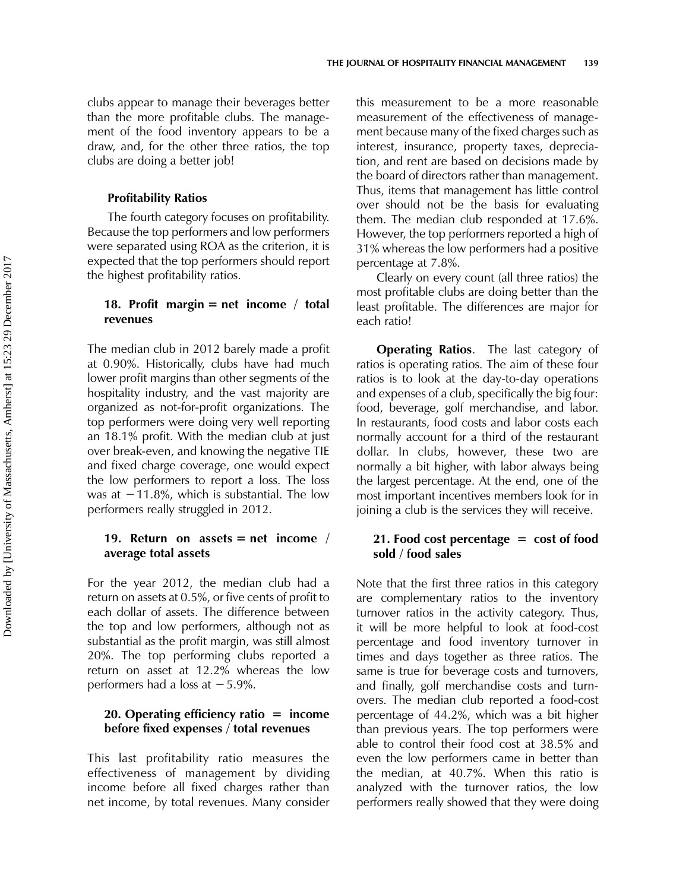clubs appear to manage their beverages better than the more profitable clubs. The management of the food inventory appears to be a draw, and, for the other three ratios, the top clubs are doing a better job!

### Profitability Ratios

The fourth category focuses on profitability. Because the top performers and low performers were separated using ROA as the criterion, it is expected that the top performers should report the highest profitability ratios.

#### 18. Profit margin = net income / total revenues

The median club in 2012 barely made a profit at 0.90%. Historically, clubs have had much lower profit margins than other segments of the hospitality industry, and the vast majority are organized as not-for-profit organizations. The top performers were doing very well reporting an 18.1% profit. With the median club at just over break-even, and knowing the negative TIE and fixed charge coverage, one would expect the low performers to report a loss. The loss was at −11.8%, which is substantial. The low performers really struggled in 2012.

#### 19. Return on assets = net income / average total assets

For the year 2012, the median club had a return on assets at 0.5%, or five cents of profit to each dollar of assets. The difference between the top and low performers, although not as substantial as the profit margin, was still almost 20%. The top performing clubs reported a return on asset at 12.2% whereas the low performers had a loss at −5.9%.

#### 20. Operating efficiency ratio = income before fixed expenses / total revenues

This last profitability ratio measures the effectiveness of management by dividing income before all fixed charges rather than net income, by total revenues. Many consider this measurement to be a more reasonable measurement of the effectiveness of management because many of the fixed charges such as interest, insurance, property taxes, depreciation, and rent are based on decisions made by the board of directors rather than management. Thus, items that management has little control over should not be the basis for evaluating them. The median club responded at 17.6%. However, the top performers reported a high of 31% whereas the low performers had a positive percentage at 7.8%.

Clearly on every count (all three ratios) the most profitable clubs are doing better than the least profitable. The differences are major for each ratio!

**Operating Ratios**. The last category of ratios is operating ratios. The aim of these four ratios is to look at the day-to-day operations and expenses of a club, specifically the big four: food, beverage, golf merchandise, and labor. In restaurants, food costs and labor costs each normally account for a third of the restaurant dollar. In clubs, however, these two are normally a bit higher, with labor always being the largest percentage. At the end, one of the most important incentives members look for in joining a club is the services they will receive.

#### 21. Food cost percentage = cost of food sold / food sales

Note that the first three ratios in this category are complementary ratios to the inventory turnover ratios in the activity category. Thus, it will be more helpful to look at food-cost percentage and food inventory turnover in times and days together as three ratios. The same is true for beverage costs and turnovers, and finally, golf merchandise costs and turnovers. The median club reported a food-cost percentage of 44.2%, which was a bit higher than previous years. The top performers were able to control their food cost at 38.5% and even the low performers came in better than the median, at 40.7%. When this ratio is analyzed with the turnover ratios, the low performers really showed that they were doing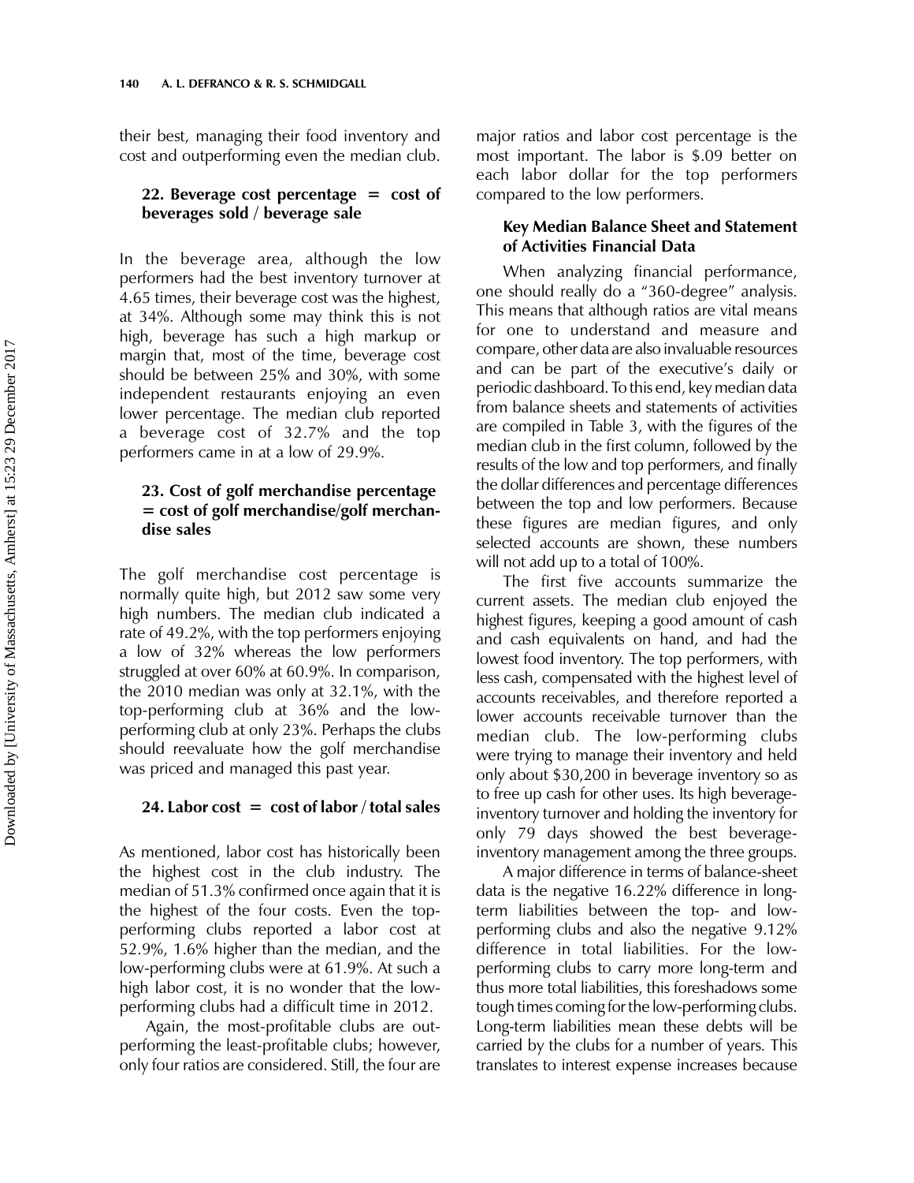their best, managing their food inventory and cost and outperforming even the median club.

### 22. Beverage cost percentage = cost of beverages sold / beverage sale

In the beverage area, although the low performers had the best inventory turnover at 4.65 times, their beverage cost was the highest, at 34%. Although some may think this is not high, beverage has such a high markup or margin that, most of the time, beverage cost should be between 25% and 30%, with some independent restaurants enjoying an even lower percentage. The median club reported a beverage cost of 32.7% and the top performers came in at a low of 29.9%.

### 23. Cost of golf merchandise percentage = cost of golf merchandise/golf merchandise sales

The golf merchandise cost percentage is normally quite high, but 2012 saw some very high numbers. The median club indicated a rate of 49.2%, with the top performers enjoying a low of 32% whereas the low performers struggled at over 60% at 60.9%. In comparison, the 2010 median was only at 32.1%, with the top-performing club at 36% and the low-performing club at only 23%. Perhaps the clubs should reevaluate how the golf merchandise was priced and managed this past year.

### 24. Labor cost = cost of labor / total sales

As mentioned, labor cost has historically been the highest cost in the club industry. The median of 51.3% confirmed once again that it is the highest of the four costs. Even the top-performing clubs reported a labor cost at 52.9%, 1.6% higher than the median, and the low-performing clubs were at 61.9%. At such a high labor cost, it is no wonder that the low-performing clubs had a difficult time in 2012.

Again, the most-profitable clubs are outperforming the least-profitable clubs; however, only four ratios are considered. Still, the four are major ratios and labor cost percentage is the most important. The labor is $.09 better on each labor dollar for the top performers compared to the low performers.

### Key Median Balance Sheet and Statement of Activities Financial Data

When analyzing financial performance, one should really do a "360-degree" analysis. This means that although ratios are vital means for one to understand and measure and compare, other data are also invaluable resources and can be part of the executive's daily or periodic dashboard. To this end, key median data from balance sheets and statements of activities are compiled in Table 3, with the figures of the median club in the first column, followed by the results of the low and top performers, and finally the dollar differences and percentage differences between the top and low performers. Because these figures are median figures, and only selected accounts are shown, these numbers will not add up to a total of 100%.

The first five accounts summarize the current assets. The median club enjoyed the highest figures, keeping a good amount of cash and cash equivalents on hand, and had the lowest food inventory. The top performers, with less cash, compensated with the highest level of accounts receivables, and therefore reported a lower accounts receivable turnover than the median club. The low-performing clubs were trying to manage their inventory and held only about $30,200 in beverage inventory so as to free up cash for other uses. Its high beverage-inventory turnover and holding the inventory for only 79 days showed the best beverage-inventory management among the three groups.

A major difference in terms of balance-sheet data is the negative 16.22% difference in long-term liabilities between the top- and low-performing clubs and also the negative 9.12% difference in total liabilities. For the low-performing clubs to carry more long-term and thus more total liabilities, this foreshadows some tough times coming for the low-performing clubs. Long-term liabilities mean these debts will be carried by the clubs for a number of years. This translates to interest expense increases because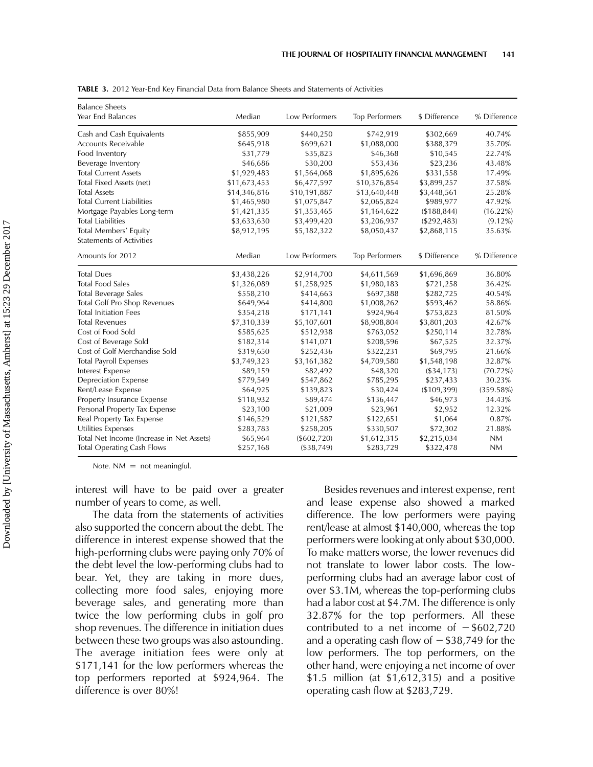**TABLE 3.** 2012 Year-End Key Financial Data from Balance Sheets and Statements of Activities

| Balance Sheets Year End Balances | Median | Low Performers | Top Performers | $ Difference | % Difference |
|---|---|---|---|---|---|
| Cash and Cash Equivalents | $855,909 | $440,250 | $742,919 | $302,669 | 40.74% |
| Accounts Receivable | $645,918 | $699,621 | $1,088,000 | $388,379 | 35.70% |
| Food Inventory | $31,779 | $35,823 | $46,368 | $10,545 | 22.74% |
| Beverage Inventory | $46,686 | $30,200 | $53,436 | $23,236 | 43.48% |
| Total Current Assets | $1,929,483 | $1,564,068 | $1,895,626 | $331,558 | 17.49% |
| Total Fixed Assets (net) | $11,673,453 | $6,477,597 | $10,376,854 | $3,899,257 | 37.58% |
| Total Assets | $14,346,816 | $10,191,887 | $13,640,448 | $3,448,561 | 25.28% |
| Total Current Liabilities | $1,465,980 | $1,075,847 | $2,065,824 | $989,977 | 47.92% |
| Mortgage Payables Long-term | $1,421,335 | $1,353,465 | $1,164,622 | ($188,844) | (16.22%) |
| Total Liabilities | $3,633,630 | $3,499,420 | $3,206,937 | ($292,483) | (9.12%) |
| Total Members' Equity | $8,912,195 | $5,182,322 | $8,050,437 | $2,868,115 | 35.63% |
| **Statements of Activities Amounts for 2012** | **Median** | **Low Performers** | **Top Performers** | **$ Difference** | **% Difference** |
| Total Dues | $3,438,226 | $2,914,700 | $4,611,569 | $1,696,869 | 36.80% |
| Total Food Sales | $1,326,089 | $1,258,925 | $1,980,183 | $721,258 | 36.42% |
| Total Beverage Sales | $558,210 | $414,663 | $697,388 | $282,725 | 40.54% |
| Total Golf Pro Shop Revenues | $649,964 | $414,800 | $1,008,262 | $593,462 | 58.86% |
| Total Initiation Fees | $354,218 | $171,141 | $924,964 | $753,823 | 81.50% |
| Total Revenues | $7,310,339 | $5,107,601 | $8,908,804 | $3,801,203 | 42.67% |
| Cost of Food Sold | $585,625 | $512,938 | $763,052 | $250,114 | 32.78% |
| Cost of Beverage Sold | $182,314 | $141,071 | $208,596 | $67,525 | 32.37% |
| Cost of Golf Merchandise Sold | $319,650 | $252,436 | $322,231 | $69,795 | 21.66% |
| Total Payroll Expenses | $3,749,323 | $3,161,382 | $4,709,580 | $1,548,198 | 32.87% |
| Interest Expense | $89,159 | $82,492 | $48,320 | ($34,173) | (70.72%) |
| Depreciation Expense | $779,549 | $547,862 | $785,295 | $237,433 | 30.23% |
| Rent/Lease Expense | $64,925 | $139,823 | $30,424 | ($109,399) | (359.58%) |
| Property Insurance Expense | $118,932 | $89,474 | $136,447 | $46,973 | 34.43% |
| Personal Property Tax Expense | $23,100 | $21,009 | $23,961 | $2,952 | 12.32% |
| Real Property Tax Expense | $146,529 | $121,587 | $122,651 | $1,064 | 0.87% |
| Utilities Expenses | $283,783 | $258,205 | $330,507 | $72,302 | 21.88% |
| Total Net Income (Increase in Net Assets) | $65,964 | ($602,720) | $1,612,315 | $2,215,034 | NM |
| Total Operating Cash Flows | $257,168 | ($38,749) | $283,729 | $322,478 | NM |

*Note.* NM = not meaningful.

interest will have to be paid over a greater number of years to come, as well.

The data from the statements of activities also supported the concern about the debt. The difference in interest expense showed that the high-performing clubs were paying only 70% of the debt level the low-performing clubs had to bear. Yet, they are taking in more dues, collecting more food sales, enjoying more beverage sales, and generating more than twice the low performing clubs in golf pro shop revenues. The difference in initiation dues between these two groups was also astounding. The average initiation fees were only at $171,141 for the low performers whereas the top performers reported at $924,964. The difference is over 80%!

Besides revenues and interest expense, rent and lease expense also showed a marked difference. The low performers were paying rent/lease at almost $140,000, whereas the top performers were looking at only about $30,000. To make matters worse, the lower revenues did not translate to lower labor costs. The low-performing clubs had an average labor cost of over $3.1M, whereas the top-performing clubs had a labor cost at $4.7M. The difference is only 32.87% for the top performers. All these contributed to a net income of −$602,720 and a operating cash flow of −$38,749 for the low performers. The top performers, on the other hand, were enjoying a net income of over $1.5 million (at $1,612,315) and a positive operating cash flow at $283,729.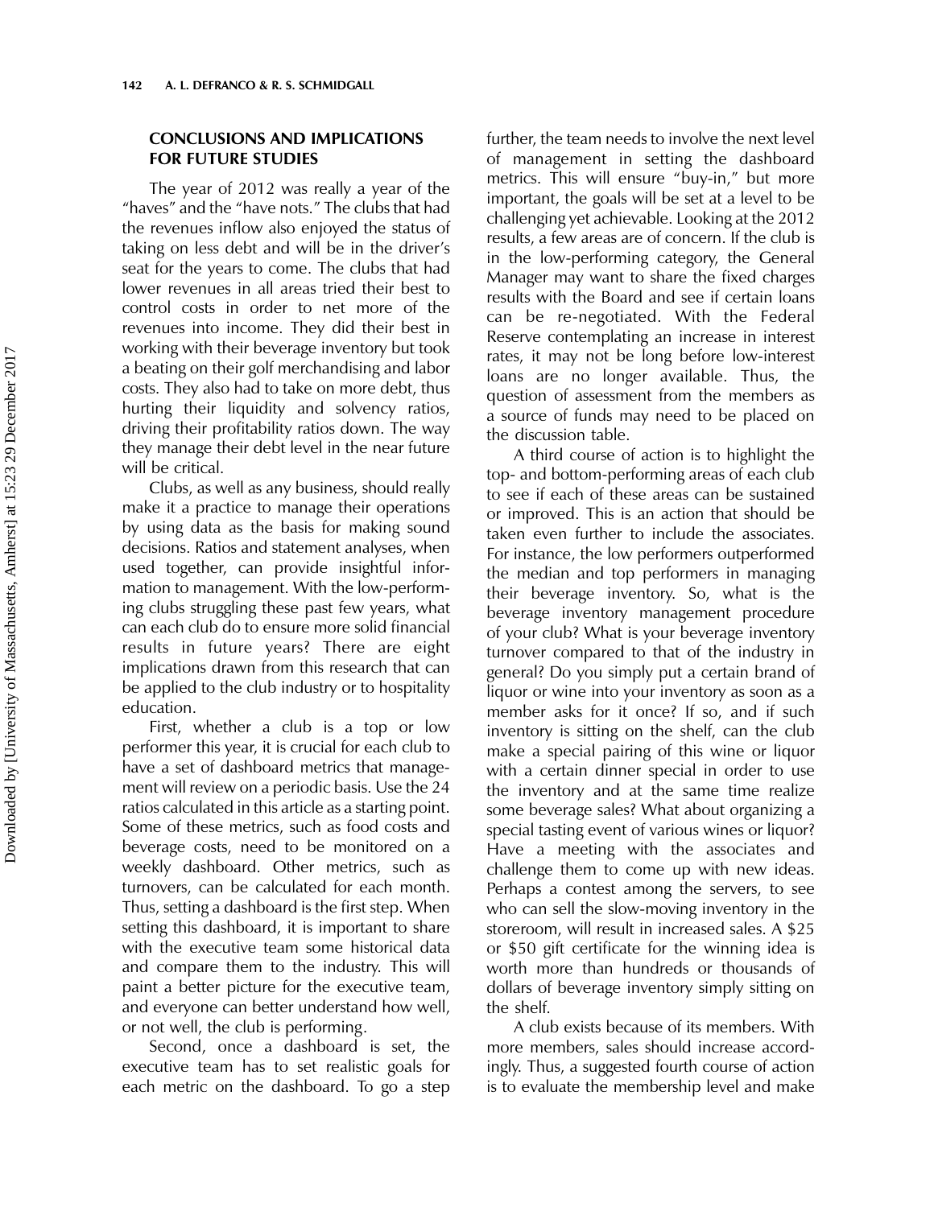## CONCLUSIONS AND IMPLICATIONS FOR FUTURE STUDIES

The year of 2012 was really a year of the "haves" and the "have nots." The clubs that had the revenues inflow also enjoyed the status of taking on less debt and will be in the driver's seat for the years to come. The clubs that had lower revenues in all areas tried their best to control costs in order to net more of the revenues into income. They did their best in working with their beverage inventory but took a beating on their golf merchandising and labor costs. They also had to take on more debt, thus hurting their liquidity and solvency ratios, driving their profitability ratios down. The way they manage their debt level in the near future will be critical.

Clubs, as well as any business, should really make it a practice to manage their operations by using data as the basis for making sound decisions. Ratios and statement analyses, when used together, can provide insightful information to management. With the low-performing clubs struggling these past few years, what can each club do to ensure more solid financial results in future years? There are eight implications drawn from this research that can be applied to the club industry or to hospitality education.

First, whether a club is a top or low performer this year, it is crucial for each club to have a set of dashboard metrics that management will review on a periodic basis. Use the 24 ratios calculated in this article as a starting point. Some of these metrics, such as food costs and beverage costs, need to be monitored on a weekly dashboard. Other metrics, such as turnovers, can be calculated for each month. Thus, setting a dashboard is the first step. When setting this dashboard, it is important to share with the executive team some historical data and compare them to the industry. This will paint a better picture for the executive team, and everyone can better understand how well, or not well, the club is performing.

Second, once a dashboard is set, the executive team has to set realistic goals for each metric on the dashboard. To go a step further, the team needs to involve the next level of management in setting the dashboard metrics. This will ensure "buy-in," but more important, the goals will be set at a level to be challenging yet achievable. Looking at the 2012 results, a few areas are of concern. If the club is in the low-performing category, the General Manager may want to share the fixed charges results with the Board and see if certain loans can be re-negotiated. With the Federal Reserve contemplating an increase in interest rates, it may not be long before low-interest loans are no longer available. Thus, the question of assessment from the members as a source of funds may need to be placed on the discussion table.

A third course of action is to highlight the top- and bottom-performing areas of each club to see if each of these areas can be sustained or improved. This is an action that should be taken even further to include the associates. For instance, the low performers outperformed the median and top performers in managing their beverage inventory. So, what is the beverage inventory management procedure of your club? What is your beverage inventory turnover compared to that of the industry in general? Do you simply put a certain brand of liquor or wine into your inventory as soon as a member asks for it once? If so, and if such inventory is sitting on the shelf, can the club make a special pairing of this wine or liquor with a certain dinner special in order to use the inventory and at the same time realize some beverage sales? What about organizing a special tasting event of various wines or liquor? Have a meeting with the associates and challenge them to come up with new ideas. Perhaps a contest among the servers, to see who can sell the slow-moving inventory in the storeroom, will result in increased sales. A $25 or $50 gift certificate for the winning idea is worth more than hundreds or thousands of dollars of beverage inventory simply sitting on the shelf.

A club exists because of its members. With more members, sales should increase accordingly. Thus, a suggested fourth course of action is to evaluate the membership level and make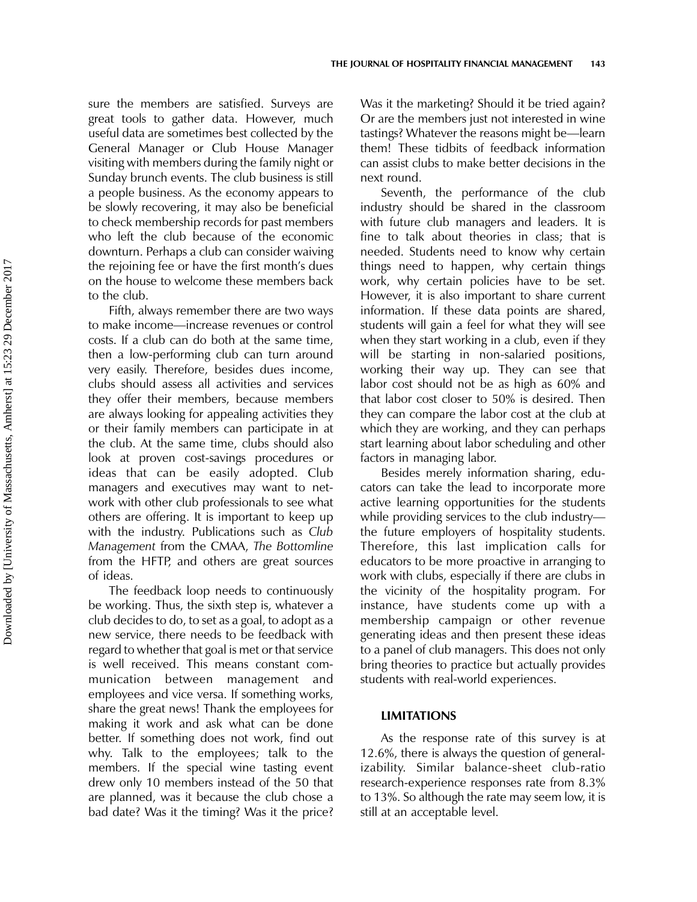sure the members are satisfied. Surveys are great tools to gather data. However, much useful data are sometimes best collected by the General Manager or Club House Manager visiting with members during the family night or Sunday brunch events. The club business is still a people business. As the economy appears to be slowly recovering, it may also be beneficial to check membership records for past members who left the club because of the economic downturn. Perhaps a club can consider waiving the rejoining fee or have the first month's dues on the house to welcome these members back to the club.

Fifth, always remember there are two ways to make income—increase revenues or control costs. If a club can do both at the same time, then a low-performing club can turn around very easily. Therefore, besides dues income, clubs should assess all activities and services they offer their members, because members are always looking for appealing activities they or their family members can participate in at the club. At the same time, clubs should also look at proven cost-savings procedures or ideas that can be easily adopted. Club managers and executives may want to network with other club professionals to see what others are offering. It is important to keep up with the industry. Publications such as *Club Management* from the CMAA, *The Bottomline* from the HFTP, and others are great sources of ideas.

The feedback loop needs to continuously be working. Thus, the sixth step is, whatever a club decides to do, to set as a goal, to adopt as a new service, there needs to be feedback with regard to whether that goal is met or that service is well received. This means constant communication between management and employees and vice versa. If something works, share the great news! Thank the employees for making it work and ask what can be done better. If something does not work, find out why. Talk to the employees; talk to the members. If the special wine tasting event drew only 10 members instead of the 50 that are planned, was it because the club chose a bad date? Was it the timing? Was it the price? Was it the marketing? Should it be tried again? Or are the members just not interested in wine tastings? Whatever the reasons might be—learn them! These tidbits of feedback information can assist clubs to make better decisions in the next round.

Seventh, the performance of the club industry should be shared in the classroom with future club managers and leaders. It is fine to talk about theories in class; that is needed. Students need to know why certain things need to happen, why certain things work, why certain policies have to be set. However, it is also important to share current information. If these data points are shared, students will gain a feel for what they will see when they start working in a club, even if they will be starting in non-salaried positions, working their way up. They can see that labor cost should not be as high as 60% and that labor cost closer to 50% is desired. Then they can compare the labor cost at the club at which they are working, and they can perhaps start learning about labor scheduling and other factors in managing labor.

Besides merely information sharing, educators can take the lead to incorporate more active learning opportunities for the students while providing services to the club industry—the future employers of hospitality students. Therefore, this last implication calls for educators to be more proactive in arranging to work with clubs, especially if there are clubs in the vicinity of the hospitality program. For instance, have students come up with a membership campaign or other revenue generating ideas and then present these ideas to a panel of club managers. This does not only bring theories to practice but actually provides students with real-world experiences.

## LIMITATIONS

As the response rate of this survey is at 12.6%, there is always the question of generalizability. Similar balance-sheet club-ratio research-experience responses rate from 8.3% to 13%. So although the rate may seem low, it is still at an acceptable level.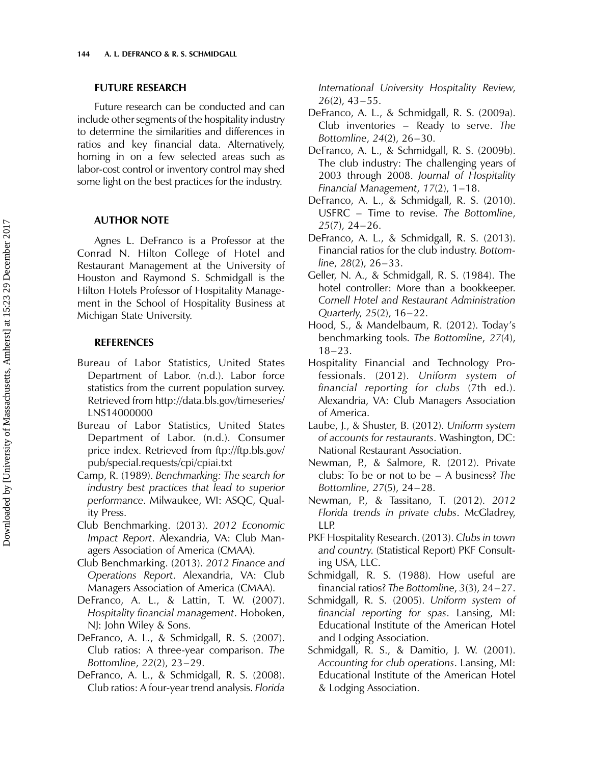## FUTURE RESEARCH

Future research can be conducted and can include other segments of the hospitality industry to determine the similarities and differences in ratios and key financial data. Alternatively, homing in on a few selected areas such as labor-cost control or inventory control may shed some light on the best practices for the industry.

## AUTHOR NOTE

Agnes L. DeFranco is a Professor at the Conrad N. Hilton College of Hotel and Restaurant Management at the University of Houston and Raymond S. Schmidgall is the Hilton Hotels Professor of Hospitality Management in the School of Hospitality Business at Michigan State University.

## REFERENCES

Bureau of Labor Statistics, United States Department of Labor. (n.d.). Labor force statistics from the current population survey. Retrieved from http://data.bls.gov/timeseries/LNS14000000

Bureau of Labor Statistics, United States Department of Labor. (n.d.). Consumer price index. Retrieved from ftp://ftp.bls.gov/pub/special.requests/cpi/cpiai.txt

Camp, R. (1989). *Benchmarking: The search for industry best practices that lead to superior performance*. Milwaukee, WI: ASQC, Quality Press.

Club Benchmarking. (2013). *2012 Economic Impact Report*. Alexandria, VA: Club Managers Association of America (CMAA).

Club Benchmarking. (2013). *2012 Finance and Operations Report*. Alexandria, VA: Club Managers Association of America (CMAA).

DeFranco, A. L., & Lattin, T. W. (2007). *Hospitality financial management*. Hoboken, NJ: John Wiley & Sons.

DeFranco, A. L., & Schmidgall, R. S. (2007). Club ratios: A three-year comparison. *The Bottomline*, *22*(2), 23–29.

DeFranco, A. L., & Schmidgall, R. S. (2008). Club ratios: A four-year trend analysis. *Florida International University Hospitality Review*, *26*(2), 43–55.

DeFranco, A. L., & Schmidgall, R. S. (2009a). Club inventories – Ready to serve. *The Bottomline*, *24*(2), 26–30.

DeFranco, A. L., & Schmidgall, R. S. (2009b). The club industry: The challenging years of 2003 through 2008. *Journal of Hospitality Financial Management*, *17*(2), 1–18.

DeFranco, A. L., & Schmidgall, R. S. (2010). USFRC – Time to revise. *The Bottomline*, *25*(7), 24–26.

DeFranco, A. L., & Schmidgall, R. S. (2013). Financial ratios for the club industry. *Bottomline*, *28*(2), 26–33.

Geller, N. A., & Schmidgall, R. S. (1984). The hotel controller: More than a bookkeeper. *Cornell Hotel and Restaurant Administration Quarterly*, *25*(2), 16–22.

Hood, S., & Mandelbaum, R. (2012). Today's benchmarking tools. *The Bottomline*, *27*(4), 18–23.

Hospitality Financial and Technology Professionals. (2012). *Uniform system of financial reporting for clubs* (7th ed.). Alexandria, VA: Club Managers Association of America.

Laube, J., & Shuster, B. (2012). *Uniform system of accounts for restaurants*. Washington, DC: National Restaurant Association.

Newman, P., & Salmore, R. (2012). Private clubs: To be or not to be – A business? *The Bottomline*, *27*(5), 24–28.

Newman, P., & Tassitano, T. (2012). *2012 Florida trends in private clubs*. McGladrey, LLP.

PKF Hospitality Research. (2013). *Clubs in town and country*. (Statistical Report) PKF Consulting USA, LLC.

Schmidgall, R. S. (1988). How useful are financial ratios? *The Bottomline*, *3*(3), 24–27.

Schmidgall, R. S. (2005). *Uniform system of financial reporting for spas*. Lansing, MI: Educational Institute of the American Hotel and Lodging Association.

Schmidgall, R. S., & Damitio, J. W. (2001). *Accounting for club operations*. Lansing, MI: Educational Institute of the American Hotel & Lodging Association.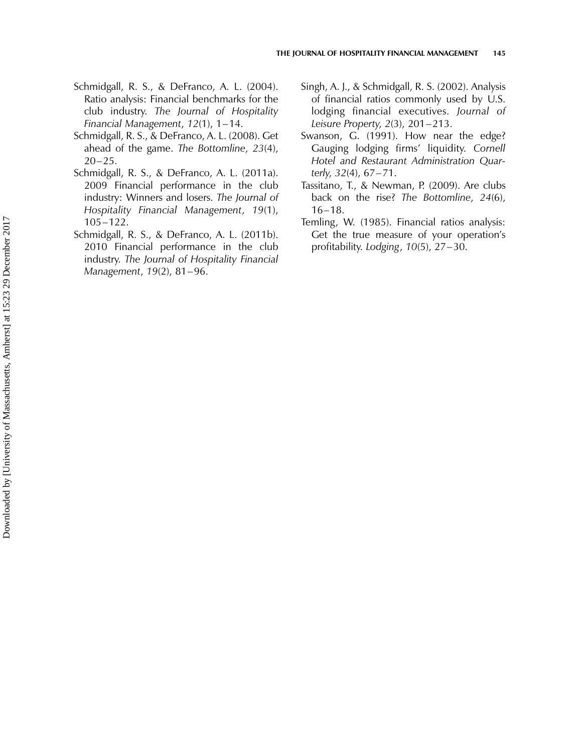Schmidgall, R. S., & DeFranco, A. L. (2004). Ratio analysis: Financial benchmarks for the club industry. *The Journal of Hospitality Financial Management*, *12*(1), 1–14.

Schmidgall, R. S., & DeFranco, A. L. (2008). Get ahead of the game. *The Bottomline*, *23*(4), 20–25.

Schmidgall, R. S., & DeFranco, A. L. (2011a). 2009 Financial performance in the club industry: Winners and losers. *The Journal of Hospitality Financial Management*, *19*(1), 105–122.

Schmidgall, R. S., & DeFranco, A. L. (2011b). 2010 Financial performance in the club industry. *The Journal of Hospitality Financial Management*, *19*(2), 81–96.

Singh, A. J., & Schmidgall, R. S. (2002). Analysis of financial ratios commonly used by U.S. lodging financial executives. *Journal of Leisure Property*, *2*(3), 201–213.

Swanson, G. (1991). How near the edge? Gauging lodging firms' liquidity. *Cornell Hotel and Restaurant Administration Quarterly*, *32*(4), 67–71.

Tassitano, T., & Newman, P. (2009). Are clubs back on the rise? *The Bottomline*, *24*(6), 16–18.

Temling, W. (1985). Financial ratios analysis: Get the true measure of your operation's profitability. *Lodging*, *10*(5), 27–30.